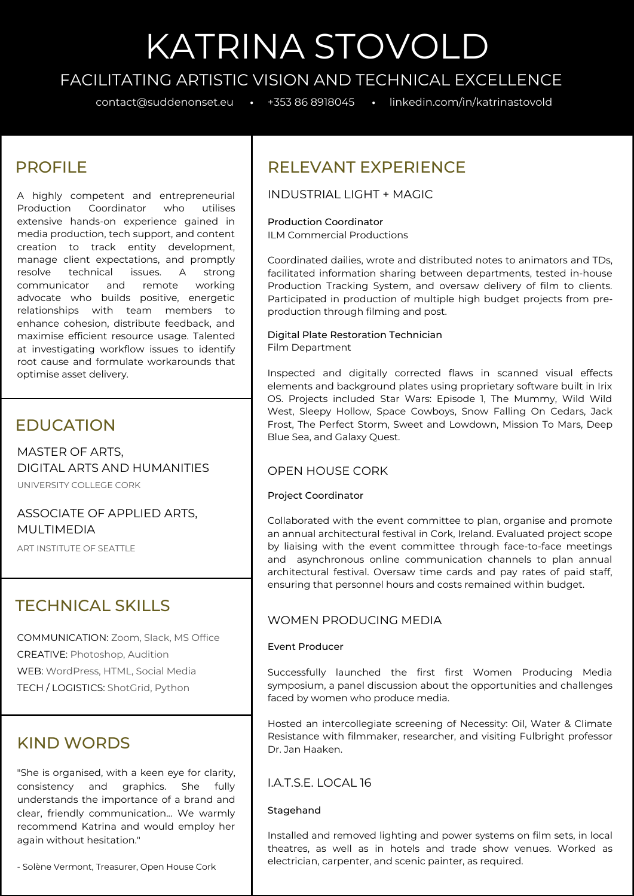# KATRINA STOVOLD

## FACILITATING ARTISTIC VISION AND TECHNICAL EXCELLENCE

contact@suddenonset.eu • +353 86 8918045 • linkedin.com/in/katrinastovold

## PROFILE

A highly competent and entrepreneurial Production Coordinator who utilises extensive hands-on experience gained in media production, tech support, and content creation to track entity development, manage client expectations, and promptly resolve technical issues. A strong communicator and remote working advocate who builds positive, energetic relationships with team members to enhance cohesion, distribute feedback, and maximise efficient resource usage. Talented at investigating workflow issues to identify root cause and formulate workarounds that optimise asset delivery.

## EDUCATION

### MASTER OF ARTS, DIGITAL ARTS AND HUMANITIES

UNIVERSITY COLLEGE CORK

### ASSOCIATE OF APPLIED ARTS, MULTIMEDIA

ART INSTITUTE OF SEATTLE

## TECHNICAL SKILLS

COMMUNICATION: Zoom, Slack, MS Office
CREATIVE: Photoshop, Audition
WEB: WordPress, HTML, Social Media
TECH / LOGISTICS: ShotGrid, Python

## KIND WORDS

"She is organised, with a keen eye for clarity, consistency and graphics. She fully understands the importance of a brand and clear, friendly communication... We warmly recommend Katrina and would employ her again without hesitation."

- Solène Vermont, Treasurer, Open House Cork

## RELEVANT EXPERIENCE

### INDUSTRIAL LIGHT + MAGIC

**Production Coordinator**
ILM Commercial Productions

Coordinated dailies, wrote and distributed notes to animators and TDs, facilitated information sharing between departments, tested in-house Production Tracking System, and oversaw delivery of film to clients. Participated in production of multiple high budget projects from pre-production through filming and post.

**Digital Plate Restoration Technician**
Film Department

Inspected and digitally corrected flaws in scanned visual effects elements and background plates using proprietary software built in Irix OS. Projects included Star Wars: Episode 1, The Mummy, Wild Wild West, Sleepy Hollow, Space Cowboys, Snow Falling On Cedars, Jack Frost, The Perfect Storm, Sweet and Lowdown, Mission To Mars, Deep Blue Sea, and Galaxy Quest.

### OPEN HOUSE CORK

**Project Coordinator**

Collaborated with the event committee to plan, organise and promote an annual architectural festival in Cork, Ireland. Evaluated project scope by liaising with the event committee through face-to-face meetings and asynchronous online communication channels to plan annual architectural festival. Oversaw time cards and pay rates of paid staff, ensuring that personnel hours and costs remained within budget.

### WOMEN PRODUCING MEDIA

**Event Producer**

Successfully launched the first first Women Producing Media symposium, a panel discussion about the opportunities and challenges faced by women who produce media.

Hosted an intercollegiate screening of Necessity: Oil, Water & Climate Resistance with filmmaker, researcher, and visiting Fulbright professor Dr. Jan Haaken.

### I.A.T.S.E. LOCAL 16

**Stagehand**

Installed and removed lighting and power systems on film sets, in local theatres, as well as in hotels and trade show venues. Worked as electrician, carpenter, and scenic painter, as required.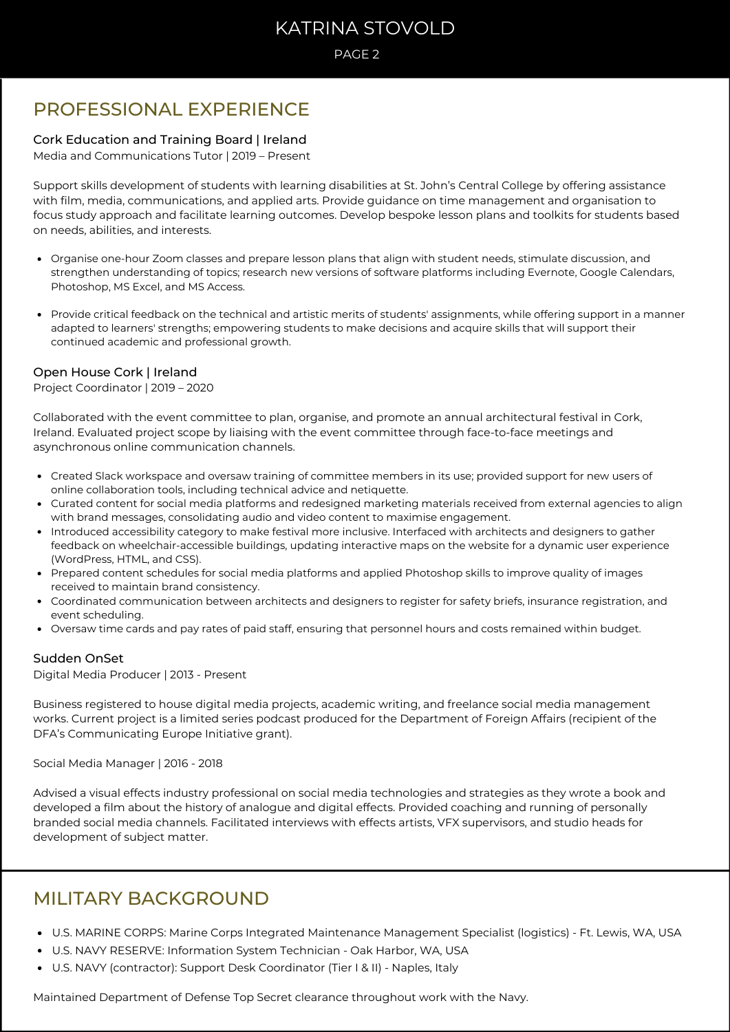## PROFESSIONAL EXPERIENCE

### Cork Education and Training Board | Ireland

Media and Communications Tutor | 2019 – Present

Support skills development of students with learning disabilities at St. John's Central College by offering assistance with film, media, communications, and applied arts. Provide guidance on time management and organisation to focus study approach and facilitate learning outcomes. Develop bespoke lesson plans and toolkits for students based on needs, abilities, and interests.

- Organise one-hour Zoom classes and prepare lesson plans that align with student needs, stimulate discussion, and strengthen understanding of topics; research new versions of software platforms including Evernote, Google Calendars, Photoshop, MS Excel, and MS Access.
- Provide critical feedback on the technical and artistic merits of students' assignments, while offering support in a manner adapted to learners' strengths; empowering students to make decisions and acquire skills that will support their continued academic and professional growth.

### Open House Cork | Ireland

Project Coordinator | 2019 – 2020

Collaborated with the event committee to plan, organise, and promote an annual architectural festival in Cork, Ireland. Evaluated project scope by liaising with the event committee through face-to-face meetings and asynchronous online communication channels.

- Created Slack workspace and oversaw training of committee members in its use; provided support for new users of online collaboration tools, including technical advice and netiquette.
- Curated content for social media platforms and redesigned marketing materials received from external agencies to align with brand messages, consolidating audio and video content to maximise engagement.
- Introduced accessibility category to make festival more inclusive. Interfaced with architects and designers to gather feedback on wheelchair-accessible buildings, updating interactive maps on the website for a dynamic user experience (WordPress, HTML, and CSS).
- Prepared content schedules for social media platforms and applied Photoshop skills to improve quality of images received to maintain brand consistency.
- Coordinated communication between architects and designers to register for safety briefs, insurance registration, and event scheduling.
- Oversaw time cards and pay rates of paid staff, ensuring that personnel hours and costs remained within budget.

### Sudden OnSet

Digital Media Producer | 2013 - Present

Business registered to house digital media projects, academic writing, and freelance social media management works. Current project is a limited series podcast produced for the Department of Foreign Affairs (recipient of the DFA's Communicating Europe Initiative grant).

Social Media Manager | 2016 - 2018

Advised a visual effects industry professional on social media technologies and strategies as they wrote a book and developed a film about the history of analogue and digital effects. Provided coaching and running of personally branded social media channels. Facilitated interviews with effects artists, VFX supervisors, and studio heads for development of subject matter.

## MILITARY BACKGROUND

- U.S. MARINE CORPS: Marine Corps Integrated Maintenance Management Specialist (logistics) - Ft. Lewis, WA, USA
- U.S. NAVY RESERVE: Information System Technician - Oak Harbor, WA, USA
- U.S. NAVY (contractor): Support Desk Coordinator (Tier I & II) - Naples, Italy

Maintained Department of Defense Top Secret clearance throughout work with the Navy.